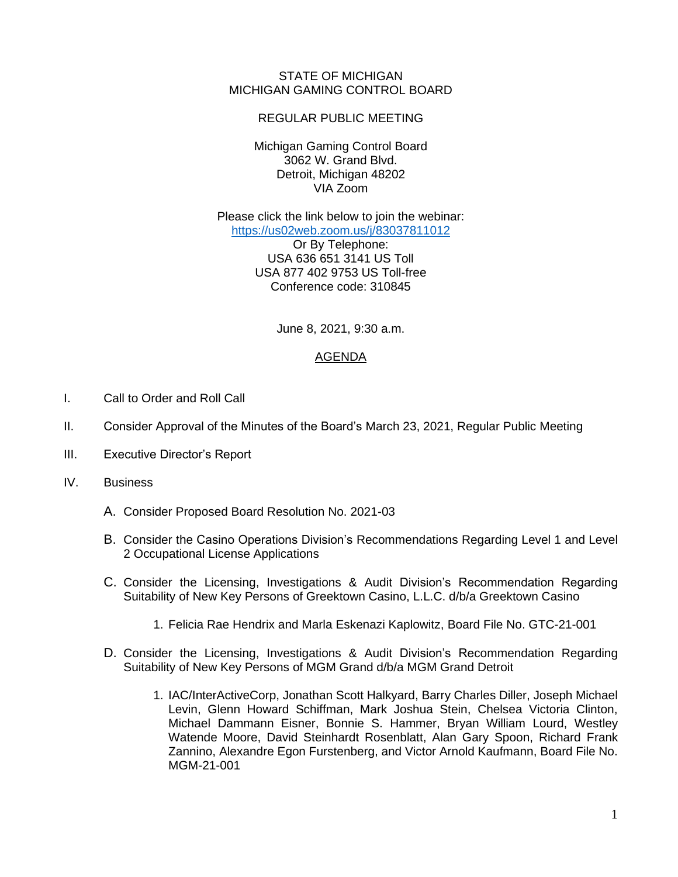STATE OF MICHIGAN
MICHIGAN GAMING CONTROL BOARD

REGULAR PUBLIC MEETING

Michigan Gaming Control Board
3062 W. Grand Blvd.
Detroit, Michigan 48202
VIA Zoom

Please click the link below to join the webinar:
https://us02web.zoom.us/j/83037811012
Or By Telephone:
USA 636 651 3141 US Toll
USA 877 402 9753 US Toll-free
Conference code: 310845

June 8, 2021, 9:30 a.m.

AGENDA

I. Call to Order and Roll Call

II. Consider Approval of the Minutes of the Board's March 23, 2021, Regular Public Meeting

III. Executive Director's Report

IV. Business

   A. Consider Proposed Board Resolution No. 2021-03

   B. Consider the Casino Operations Division's Recommendations Regarding Level 1 and Level 2 Occupational License Applications

   C. Consider the Licensing, Investigations & Audit Division's Recommendation Regarding Suitability of New Key Persons of Greektown Casino, L.L.C. d/b/a Greektown Casino

      1. Felicia Rae Hendrix and Marla Eskenazi Kaplowitz, Board File No. GTC-21-001

   D. Consider the Licensing, Investigations & Audit Division's Recommendation Regarding Suitability of New Key Persons of MGM Grand d/b/a MGM Grand Detroit

      1. IAC/InterActiveCorp, Jonathan Scott Halkyard, Barry Charles Diller, Joseph Michael Levin, Glenn Howard Schiffman, Mark Joshua Stein, Chelsea Victoria Clinton, Michael Dammann Eisner, Bonnie S. Hammer, Bryan William Lourd, Westley Watende Moore, David Steinhardt Rosenblatt, Alan Gary Spoon, Richard Frank Zannino, Alexandre Egon Furstenberg, and Victor Arnold Kaufmann, Board File No. MGM-21-001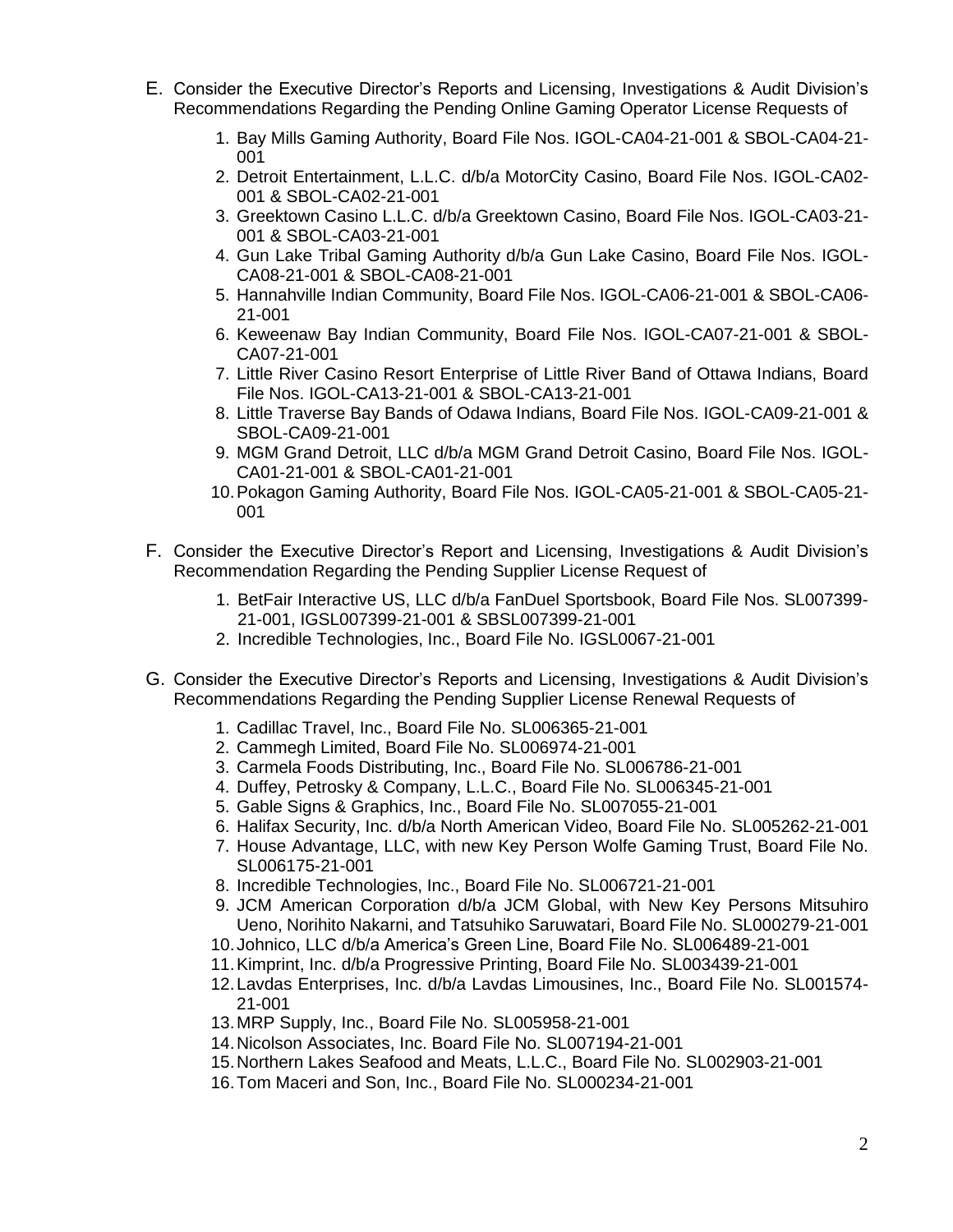E. Consider the Executive Director's Reports and Licensing, Investigations & Audit Division's Recommendations Regarding the Pending Online Gaming Operator License Requests of

1. Bay Mills Gaming Authority, Board File Nos. IGOL-CA04-21-001 & SBOL-CA04-21-001
2. Detroit Entertainment, L.L.C. d/b/a MotorCity Casino, Board File Nos. IGOL-CA02-001 & SBOL-CA02-21-001
3. Greektown Casino L.L.C. d/b/a Greektown Casino, Board File Nos. IGOL-CA03-21-001 & SBOL-CA03-21-001
4. Gun Lake Tribal Gaming Authority d/b/a Gun Lake Casino, Board File Nos. IGOL-CA08-21-001 & SBOL-CA08-21-001
5. Hannahville Indian Community, Board File Nos. IGOL-CA06-21-001 & SBOL-CA06-21-001
6. Keweenaw Bay Indian Community, Board File Nos. IGOL-CA07-21-001 & SBOL-CA07-21-001
7. Little River Casino Resort Enterprise of Little River Band of Ottawa Indians, Board File Nos. IGOL-CA13-21-001 & SBOL-CA13-21-001
8. Little Traverse Bay Bands of Odawa Indians, Board File Nos. IGOL-CA09-21-001 & SBOL-CA09-21-001
9. MGM Grand Detroit, LLC d/b/a MGM Grand Detroit Casino, Board File Nos. IGOL-CA01-21-001 & SBOL-CA01-21-001
10. Pokagon Gaming Authority, Board File Nos. IGOL-CA05-21-001 & SBOL-CA05-21-001

F. Consider the Executive Director's Report and Licensing, Investigations & Audit Division's Recommendation Regarding the Pending Supplier License Request of

1. BetFair Interactive US, LLC d/b/a FanDuel Sportsbook, Board File Nos. SL007399-21-001, IGSL007399-21-001 & SBSL007399-21-001
2. Incredible Technologies, Inc., Board File No. IGSL0067-21-001

G. Consider the Executive Director's Reports and Licensing, Investigations & Audit Division's Recommendations Regarding the Pending Supplier License Renewal Requests of

1. Cadillac Travel, Inc., Board File No. SL006365-21-001
2. Cammegh Limited, Board File No. SL006974-21-001
3. Carmela Foods Distributing, Inc., Board File No. SL006786-21-001
4. Duffey, Petrosky & Company, L.L.C., Board File No. SL006345-21-001
5. Gable Signs & Graphics, Inc., Board File No. SL007055-21-001
6. Halifax Security, Inc. d/b/a North American Video, Board File No. SL005262-21-001
7. House Advantage, LLC, with new Key Person Wolfe Gaming Trust, Board File No. SL006175-21-001
8. Incredible Technologies, Inc., Board File No. SL006721-21-001
9. JCM American Corporation d/b/a JCM Global, with New Key Persons Mitsuhiro Ueno, Norihito Nakarni, and Tatsuhiko Saruwatari, Board File No. SL000279-21-001
10. Johnico, LLC d/b/a America's Green Line, Board File No. SL006489-21-001
11. Kimprint, Inc. d/b/a Progressive Printing, Board File No. SL003439-21-001
12. Lavdas Enterprises, Inc. d/b/a Lavdas Limousines, Inc., Board File No. SL001574-21-001
13. MRP Supply, Inc., Board File No. SL005958-21-001
14. Nicolson Associates, Inc. Board File No. SL007194-21-001
15. Northern Lakes Seafood and Meats, L.L.C., Board File No. SL002903-21-001
16. Tom Maceri and Son, Inc., Board File No. SL000234-21-001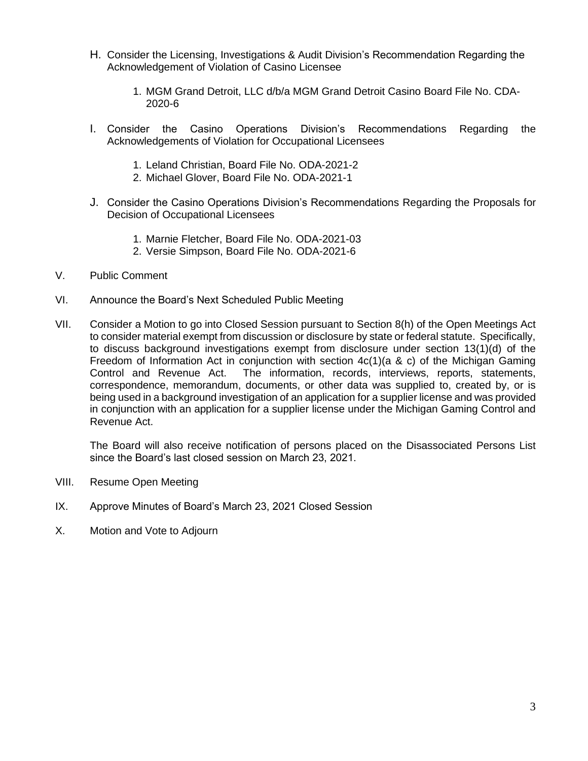H. Consider the Licensing, Investigations & Audit Division's Recommendation Regarding the Acknowledgement of Violation of Casino Licensee

   1. MGM Grand Detroit, LLC d/b/a MGM Grand Detroit Casino Board File No. CDA-2020-6

I. Consider the Casino Operations Division's Recommendations Regarding the Acknowledgements of Violation for Occupational Licensees

   1. Leland Christian, Board File No. ODA-2021-2
   2. Michael Glover, Board File No. ODA-2021-1

J. Consider the Casino Operations Division's Recommendations Regarding the Proposals for Decision of Occupational Licensees

   1. Marnie Fletcher, Board File No. ODA-2021-03
   2. Versie Simpson, Board File No. ODA-2021-6

V. Public Comment

VI. Announce the Board's Next Scheduled Public Meeting

VII. Consider a Motion to go into Closed Session pursuant to Section 8(h) of the Open Meetings Act to consider material exempt from discussion or disclosure by state or federal statute. Specifically, to discuss background investigations exempt from disclosure under section 13(1)(d) of the Freedom of Information Act in conjunction with section 4c(1)(a & c) of the Michigan Gaming Control and Revenue Act. The information, records, interviews, reports, statements, correspondence, memorandum, documents, or other data was supplied to, created by, or is being used in a background investigation of an application for a supplier license and was provided in conjunction with an application for a supplier license under the Michigan Gaming Control and Revenue Act.

The Board will also receive notification of persons placed on the Disassociated Persons List since the Board's last closed session on March 23, 2021.

VIII. Resume Open Meeting

IX. Approve Minutes of Board's March 23, 2021 Closed Session

X. Motion and Vote to Adjourn